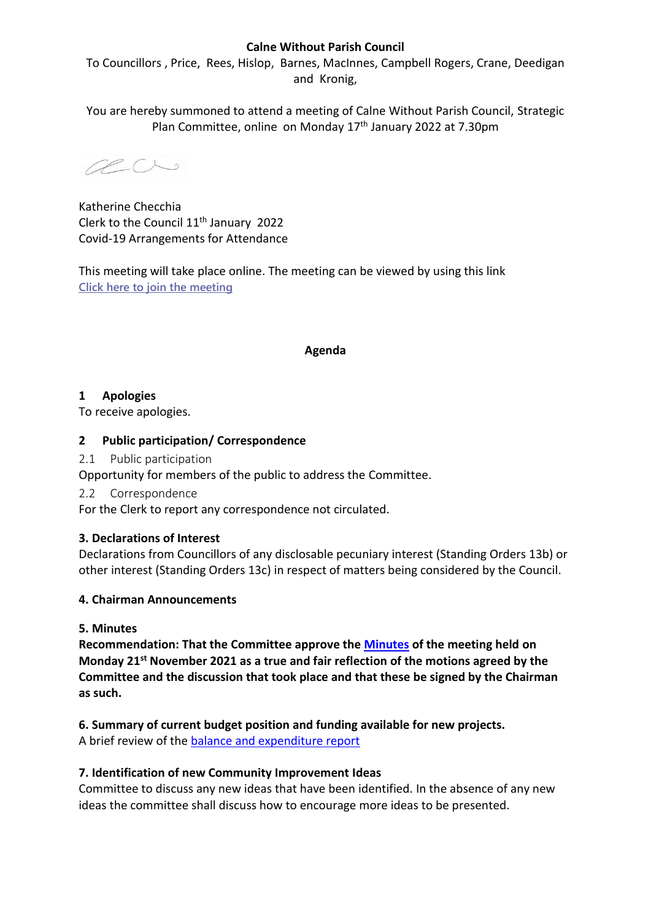**Calne Without Parish Council**

To Councillors , Price, Rees, Hislop, Barnes, MacInnes, Campbell Rogers, Crane, Deedigan and Kronig,

You are hereby summoned to attend a meeting of Calne Without Parish Council, Strategic Plan Committee, online on Monday 17th January 2022 at 7.30pm

Katherine Checchia
Clerk to the Council 11th January 2022
Covid-19 Arrangements for Attendance

This meeting will take place online. The meeting can be viewed by using this link
[Click here to join the meeting]()

**Agenda**

## 1 Apologies

To receive apologies.

## 2 Public participation/ Correspondence

2.1 Public participation

Opportunity for members of the public to address the Committee.

2.2 Correspondence

For the Clerk to report any correspondence not circulated.

## 3. Declarations of Interest

Declarations from Councillors of any disclosable pecuniary interest (Standing Orders 13b) or other interest (Standing Orders 13c) in respect of matters being considered by the Council.

## 4. Chairman Announcements

## 5. Minutes

**Recommendation: That the Committee approve the [Minutes]() of the meeting held on Monday 21st November 2021 as a true and fair reflection of the motions agreed by the Committee and the discussion that took place and that these be signed by the Chairman as such.**

## 6. Summary of current budget position and funding available for new projects.

A brief review of the [balance and expenditure report]()

## 7. Identification of new Community Improvement Ideas

Committee to discuss any new ideas that have been identified. In the absence of any new ideas the committee shall discuss how to encourage more ideas to be presented.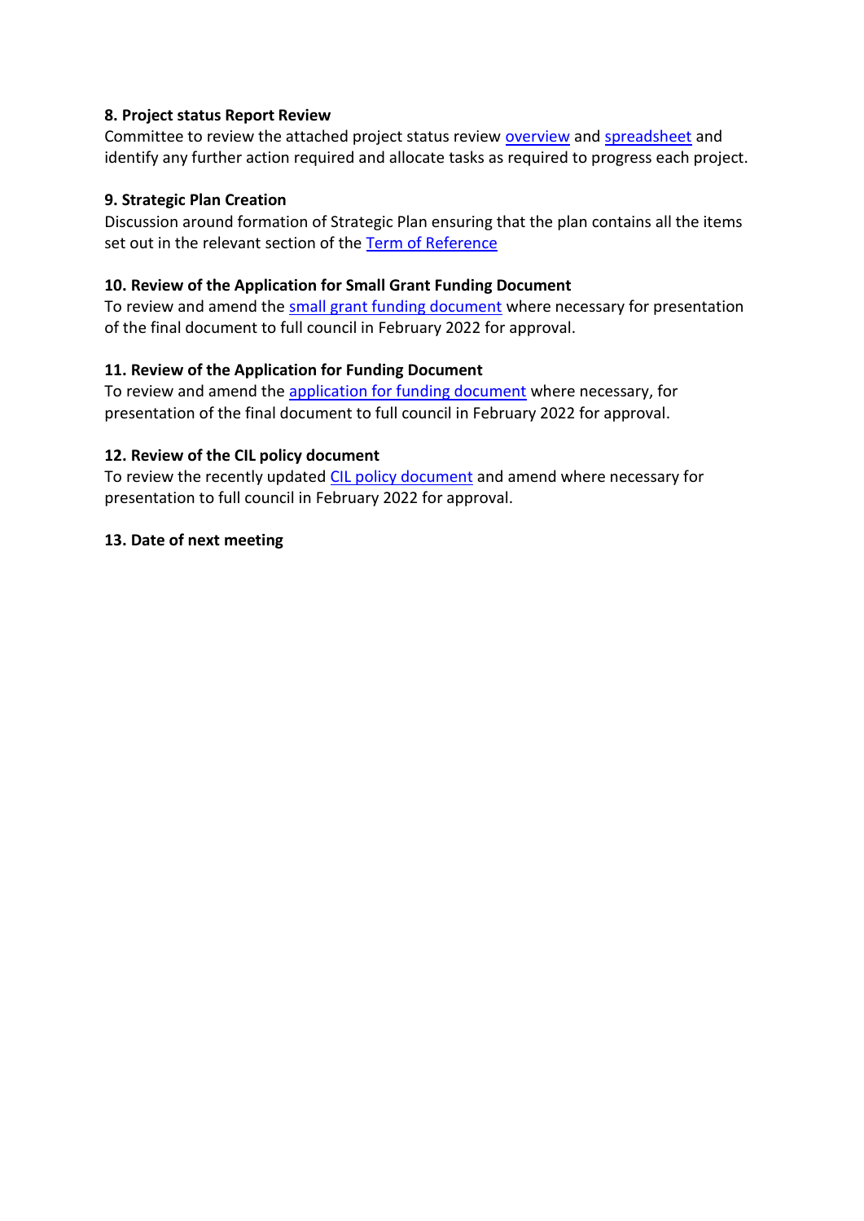**8. Project status Report Review**

Committee to review the attached project status review overview and spreadsheet and identify any further action required and allocate tasks as required to progress each project.

**9. Strategic Plan Creation**

Discussion around formation of Strategic Plan ensuring that the plan contains all the items set out in the relevant section of the Term of Reference

**10. Review of the Application for Small Grant Funding Document**

To review and amend the small grant funding document where necessary for presentation of the final document to full council in February 2022 for approval.

**11. Review of the Application for Funding Document**

To review and amend the application for funding document where necessary, for presentation of the final document to full council in February 2022 for approval.

**12. Review of the CIL policy document**

To review the recently updated CIL policy document and amend where necessary for presentation to full council in February 2022 for approval.

**13. Date of next meeting**